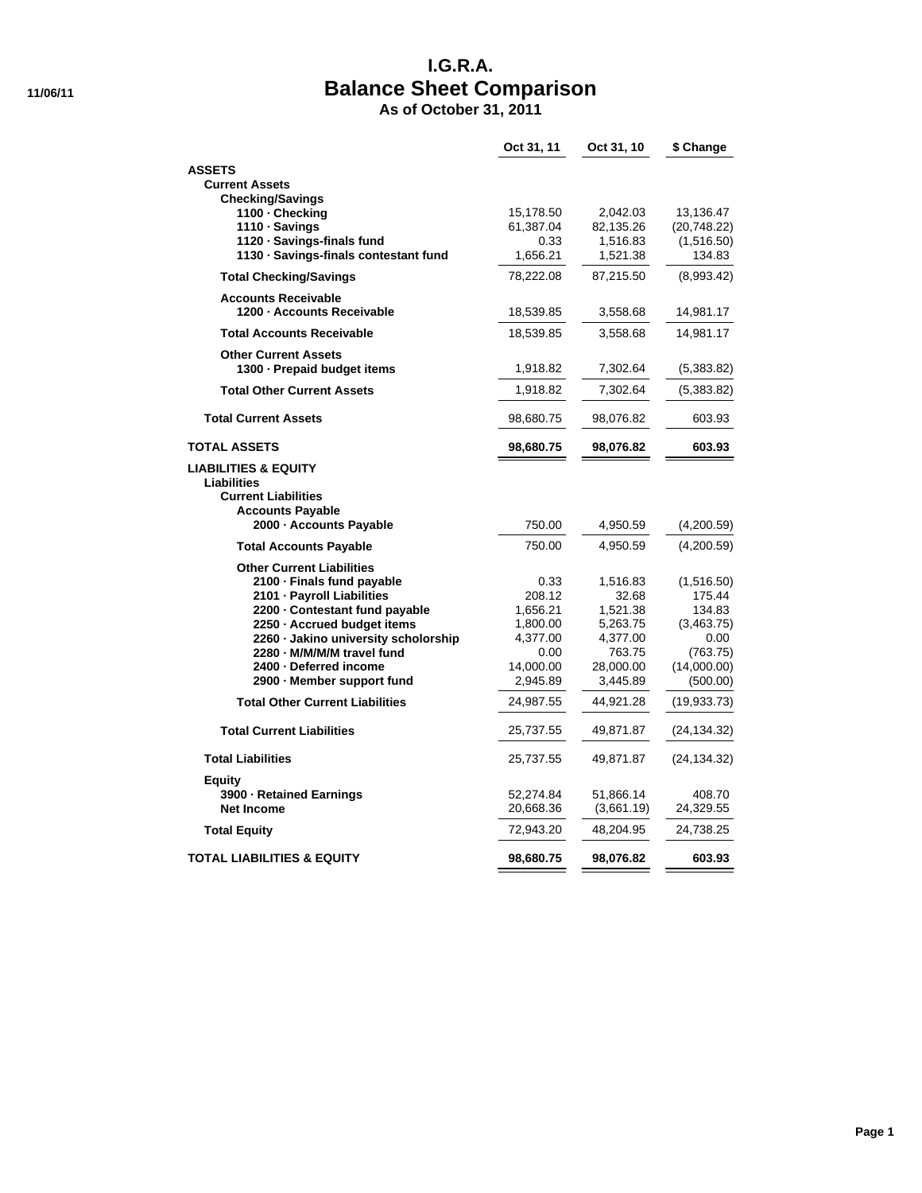# I.G.R.A.
## Balance Sheet Comparison
### As of October 31, 2011

11/06/11

| | Oct 31, 11 | Oct 31, 10 | $ Change |
|---|---|---|---|
| **ASSETS** | | | |
| **Current Assets** | | | |
| **Checking/Savings** | | | |
| 1100 · Checking | 15,178.50 | 2,042.03 | 13,136.47 |
| 1110 · Savings | 61,387.04 | 82,135.26 | (20,748.22) |
| 1120 · Savings-finals fund | 0.33 | 1,516.83 | (1,516.50) |
| 1130 · Savings-finals contestant fund | 1,656.21 | 1,521.38 | 134.83 |
| **Total Checking/Savings** | 78,222.08 | 87,215.50 | (8,993.42) |
| **Accounts Receivable** | | | |
| 1200 · Accounts Receivable | 18,539.85 | 3,558.68 | 14,981.17 |
| **Total Accounts Receivable** | 18,539.85 | 3,558.68 | 14,981.17 |
| **Other Current Assets** | | | |
| 1300 · Prepaid budget items | 1,918.82 | 7,302.64 | (5,383.82) |
| **Total Other Current Assets** | 1,918.82 | 7,302.64 | (5,383.82) |
| **Total Current Assets** | 98,680.75 | 98,076.82 | 603.93 |
| **TOTAL ASSETS** | **98,680.75** | **98,076.82** | **603.93** |
| **LIABILITIES & EQUITY** | | | |
| **Liabilities** | | | |
| **Current Liabilities** | | | |
| **Accounts Payable** | | | |
| 2000 · Accounts Payable | 750.00 | 4,950.59 | (4,200.59) |
| **Total Accounts Payable** | 750.00 | 4,950.59 | (4,200.59) |
| **Other Current Liabilities** | | | |
| 2100 · Finals fund payable | 0.33 | 1,516.83 | (1,516.50) |
| 2101 · Payroll Liabilities | 208.12 | 32.68 | 175.44 |
| 2200 · Contestant fund payable | 1,656.21 | 1,521.38 | 134.83 |
| 2250 · Accrued budget items | 1,800.00 | 5,263.75 | (3,463.75) |
| 2260 · Jakino university scholorship | 4,377.00 | 4,377.00 | 0.00 |
| 2280 · M/M/M/M travel fund | 0.00 | 763.75 | (763.75) |
| 2400 · Deferred income | 14,000.00 | 28,000.00 | (14,000.00) |
| 2900 · Member support fund | 2,945.89 | 3,445.89 | (500.00) |
| **Total Other Current Liabilities** | 24,987.55 | 44,921.28 | (19,933.73) |
| **Total Current Liabilities** | 25,737.55 | 49,871.87 | (24,134.32) |
| **Total Liabilities** | 25,737.55 | 49,871.87 | (24,134.32) |
| **Equity** | | | |
| 3900 · Retained Earnings | 52,274.84 | 51,866.14 | 408.70 |
| Net Income | 20,668.36 | (3,661.19) | 24,329.55 |
| **Total Equity** | 72,943.20 | 48,204.95 | 24,738.25 |
| **TOTAL LIABILITIES & EQUITY** | **98,680.75** | **98,076.82** | **603.93** |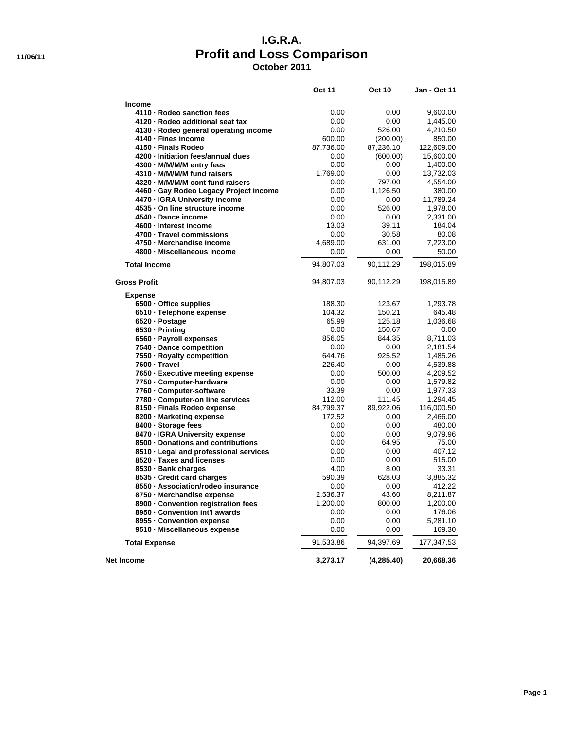# I.G.R.A.
## Profit and Loss Comparison
### October 2011

11/06/11

| | Oct 11 | Oct 10 | Jan - Oct 11 |
|---|---|---|---|
| **Income** | | | |
| 4110 · Rodeo sanction fees | 0.00 | 0.00 | 9,600.00 |
| 4120 · Rodeo additional seat tax | 0.00 | 0.00 | 1,445.00 |
| 4130 · Rodeo general operating income | 0.00 | 526.00 | 4,210.50 |
| 4140 · Fines income | 600.00 | (200.00) | 850.00 |
| 4150 · Finals Rodeo | 87,736.00 | 87,236.10 | 122,609.00 |
| 4200 · Initiation fees/annual dues | 0.00 | (600.00) | 15,600.00 |
| 4300 · M/M/M/M entry fees | 0.00 | 0.00 | 1,400.00 |
| 4310 · M/M/M/M fund raisers | 1,769.00 | 0.00 | 13,732.03 |
| 4320 · M/M/M/M cont fund raisers | 0.00 | 797.00 | 4,554.00 |
| 4460 · Gay Rodeo Legacy Project income | 0.00 | 1,126.50 | 380.00 |
| 4470 · IGRA University income | 0.00 | 0.00 | 11,789.24 |
| 4535 · On line structure income | 0.00 | 526.00 | 1,978.00 |
| 4540 · Dance income | 0.00 | 0.00 | 2,331.00 |
| 4600 · Interest income | 13.03 | 39.11 | 184.04 |
| 4700 · Travel commissions | 0.00 | 30.58 | 80.08 |
| 4750 · Merchandise income | 4,689.00 | 631.00 | 7,223.00 |
| 4800 · Miscellaneous income | 0.00 | 0.00 | 50.00 |
| **Total Income** | 94,807.03 | 90,112.29 | 198,015.89 |
| **Gross Profit** | 94,807.03 | 90,112.29 | 198,015.89 |
| **Expense** | | | |
| 6500 · Office supplies | 188.30 | 123.67 | 1,293.78 |
| 6510 · Telephone expense | 104.32 | 150.21 | 645.48 |
| 6520 · Postage | 65.99 | 125.18 | 1,036.68 |
| 6530 · Printing | 0.00 | 150.67 | 0.00 |
| 6560 · Payroll expenses | 856.05 | 844.35 | 8,711.03 |
| 7540 · Dance competition | 0.00 | 0.00 | 2,181.54 |
| 7550 · Royalty competition | 644.76 | 925.52 | 1,485.26 |
| 7600 · Travel | 226.40 | 0.00 | 4,539.88 |
| 7650 · Executive meeting expense | 0.00 | 500.00 | 4,209.52 |
| 7750 · Computer-hardware | 0.00 | 0.00 | 1,579.82 |
| 7760 · Computer-software | 33.39 | 0.00 | 1,977.33 |
| 7780 · Computer-on line services | 112.00 | 111.45 | 1,294.45 |
| 8150 · Finals Rodeo expense | 84,799.37 | 89,922.06 | 116,000.50 |
| 8200 · Marketing expense | 172.52 | 0.00 | 2,466.00 |
| 8400 · Storage fees | 0.00 | 0.00 | 480.00 |
| 8470 · IGRA University expense | 0.00 | 0.00 | 9,079.96 |
| 8500 · Donations and contributions | 0.00 | 64.95 | 75.00 |
| 8510 · Legal and professional services | 0.00 | 0.00 | 407.12 |
| 8520 · Taxes and licenses | 0.00 | 0.00 | 515.00 |
| 8530 · Bank charges | 4.00 | 8.00 | 33.31 |
| 8535 · Credit card charges | 590.39 | 628.03 | 3,885.32 |
| 8550 · Association/rodeo insurance | 0.00 | 0.00 | 412.22 |
| 8750 · Merchandise expense | 2,536.37 | 43.60 | 8,211.87 |
| 8900 · Convention registration fees | 1,200.00 | 800.00 | 1,200.00 |
| 8950 · Convention int'l awards | 0.00 | 0.00 | 176.06 |
| 8955 · Convention expense | 0.00 | 0.00 | 5,281.10 |
| 9510 · Miscellaneous expense | 0.00 | 0.00 | 169.30 |
| **Total Expense** | 91,533.86 | 94,397.69 | 177,347.53 |
| **Net Income** | **3,273.17** | **(4,285.40)** | **20,668.36** |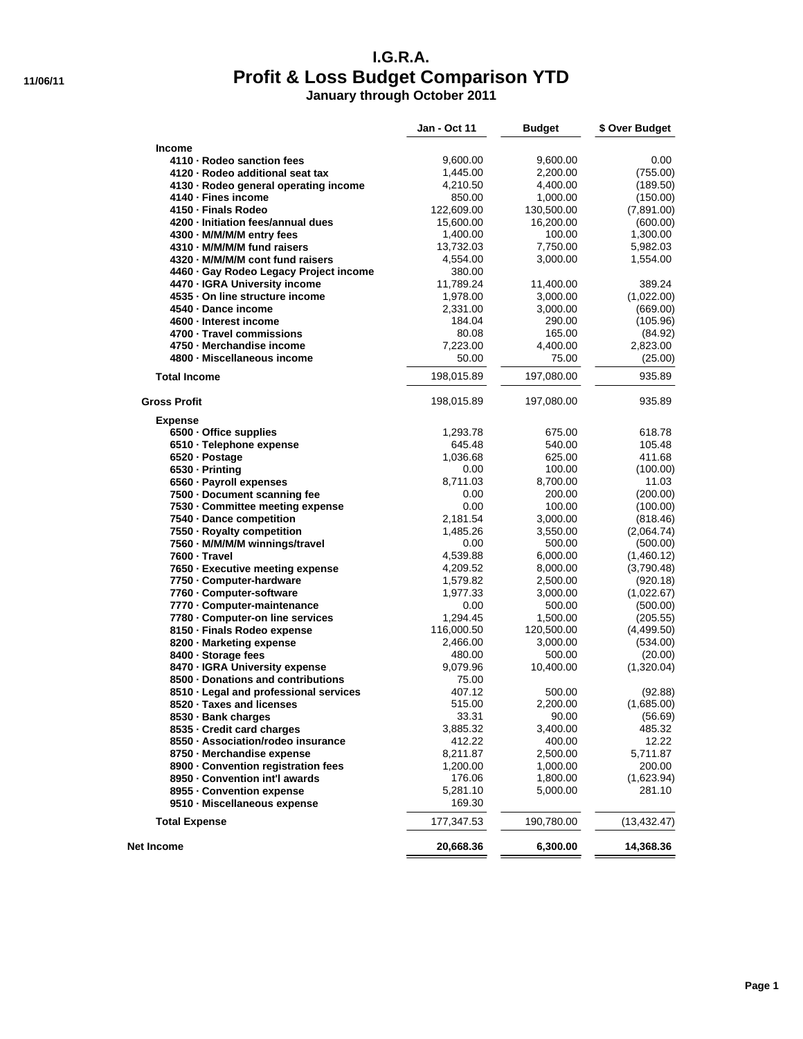# I.G.R.A.

## Profit & Loss Budget Comparison YTD

**January through October 2011**

11/06/11

| | Jan - Oct 11 | Budget | $ Over Budget |
|---|---|---|---|
| **Income** | | | |
| 4110 · Rodeo sanction fees | 9,600.00 | 9,600.00 | 0.00 |
| 4120 · Rodeo additional seat tax | 1,445.00 | 2,200.00 | (755.00) |
| 4130 · Rodeo general operating income | 4,210.50 | 4,400.00 | (189.50) |
| 4140 · Fines income | 850.00 | 1,000.00 | (150.00) |
| 4150 · Finals Rodeo | 122,609.00 | 130,500.00 | (7,891.00) |
| 4200 · Initiation fees/annual dues | 15,600.00 | 16,200.00 | (600.00) |
| 4300 · M/M/M/M entry fees | 1,400.00 | 100.00 | 1,300.00 |
| 4310 · M/M/M/M fund raisers | 13,732.03 | 7,750.00 | 5,982.03 |
| 4320 · M/M/M/M cont fund raisers | 4,554.00 | 3,000.00 | 1,554.00 |
| 4460 · Gay Rodeo Legacy Project income | 380.00 | | |
| 4470 · IGRA University income | 11,789.24 | 11,400.00 | 389.24 |
| 4535 · On line structure income | 1,978.00 | 3,000.00 | (1,022.00) |
| 4540 · Dance income | 2,331.00 | 3,000.00 | (669.00) |
| 4600 · Interest income | 184.04 | 290.00 | (105.96) |
| 4700 · Travel commissions | 80.08 | 165.00 | (84.92) |
| 4750 · Merchandise income | 7,223.00 | 4,400.00 | 2,823.00 |
| 4800 · Miscellaneous income | 50.00 | 75.00 | (25.00) |
| **Total Income** | 198,015.89 | 197,080.00 | 935.89 |
| **Gross Profit** | 198,015.89 | 197,080.00 | 935.89 |
| **Expense** | | | |
| 6500 · Office supplies | 1,293.78 | 675.00 | 618.78 |
| 6510 · Telephone expense | 645.48 | 540.00 | 105.48 |
| 6520 · Postage | 1,036.68 | 625.00 | 411.68 |
| 6530 · Printing | 0.00 | 100.00 | (100.00) |
| 6560 · Payroll expenses | 8,711.03 | 8,700.00 | 11.03 |
| 7500 · Document scanning fee | 0.00 | 200.00 | (200.00) |
| 7530 · Committee meeting expense | 0.00 | 100.00 | (100.00) |
| 7540 · Dance competition | 2,181.54 | 3,000.00 | (818.46) |
| 7550 · Royalty competition | 1,485.26 | 3,550.00 | (2,064.74) |
| 7560 · M/M/M/M winnings/travel | 0.00 | 500.00 | (500.00) |
| 7600 · Travel | 4,539.88 | 6,000.00 | (1,460.12) |
| 7650 · Executive meeting expense | 4,209.52 | 8,000.00 | (3,790.48) |
| 7750 · Computer-hardware | 1,579.82 | 2,500.00 | (920.18) |
| 7760 · Computer-software | 1,977.33 | 3,000.00 | (1,022.67) |
| 7770 · Computer-maintenance | 0.00 | 500.00 | (500.00) |
| 7780 · Computer-on line services | 1,294.45 | 1,500.00 | (205.55) |
| 8150 · Finals Rodeo expense | 116,000.50 | 120,500.00 | (4,499.50) |
| 8200 · Marketing expense | 2,466.00 | 3,000.00 | (534.00) |
| 8400 · Storage fees | 480.00 | 500.00 | (20.00) |
| 8470 · IGRA University expense | 9,079.96 | 10,400.00 | (1,320.04) |
| 8500 · Donations and contributions | 75.00 | | |
| 8510 · Legal and professional services | 407.12 | 500.00 | (92.88) |
| 8520 · Taxes and licenses | 515.00 | 2,200.00 | (1,685.00) |
| 8530 · Bank charges | 33.31 | 90.00 | (56.69) |
| 8535 · Credit card charges | 3,885.32 | 3,400.00 | 485.32 |
| 8550 · Association/rodeo insurance | 412.22 | 400.00 | 12.22 |
| 8750 · Merchandise expense | 8,211.87 | 2,500.00 | 5,711.87 |
| 8900 · Convention registration fees | 1,200.00 | 1,000.00 | 200.00 |
| 8950 · Convention int'l awards | 176.06 | 1,800.00 | (1,623.94) |
| 8955 · Convention expense | 5,281.10 | 5,000.00 | 281.10 |
| 9510 · Miscellaneous expense | 169.30 | | |
| **Total Expense** | 177,347.53 | 190,780.00 | (13,432.47) |
| **Net Income** | **20,668.36** | **6,300.00** | **14,368.36** |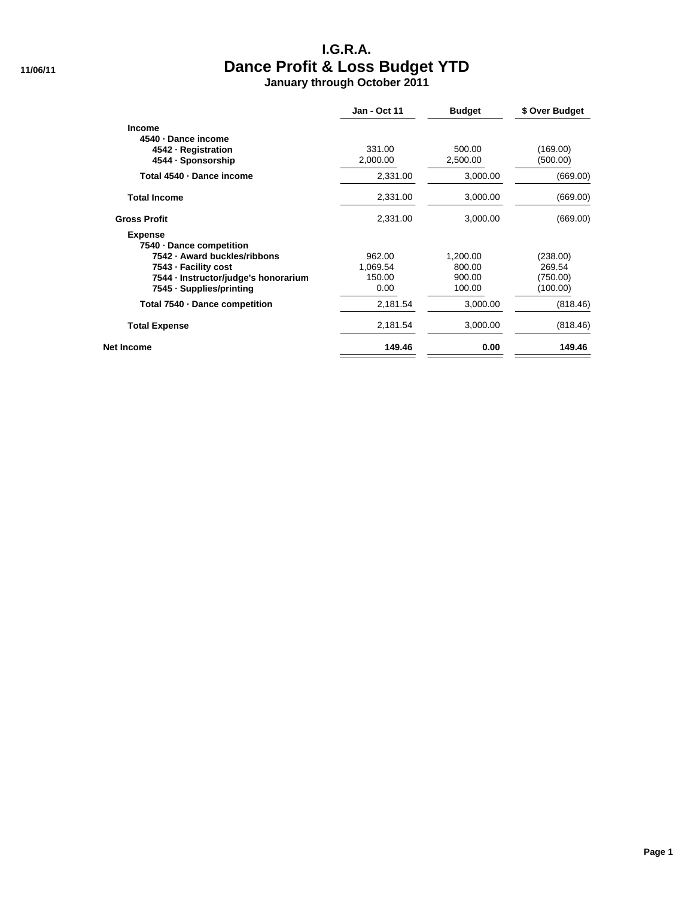11/06/11

# I.G.R.A.
## Dance Profit & Loss Budget YTD
### January through October 2011

| | Jan - Oct 11 | Budget | $ Over Budget |
|---|---|---|---|
| **Income** | | | |
| **4540 · Dance income** | | | |
| **4542 · Registration** | 331.00 | 500.00 | (169.00) |
| **4544 · Sponsorship** | 2,000.00 | 2,500.00 | (500.00) |
| **Total 4540 · Dance income** | 2,331.00 | 3,000.00 | (669.00) |
| **Total Income** | 2,331.00 | 3,000.00 | (669.00) |
| **Gross Profit** | 2,331.00 | 3,000.00 | (669.00) |
| **Expense** | | | |
| **7540 · Dance competition** | | | |
| **7542 · Award buckles/ribbons** | 962.00 | 1,200.00 | (238.00) |
| **7543 · Facility cost** | 1,069.54 | 800.00 | 269.54 |
| **7544 · Instructor/judge's honorarium** | 150.00 | 900.00 | (750.00) |
| **7545 · Supplies/printing** | 0.00 | 100.00 | (100.00) |
| **Total 7540 · Dance competition** | 2,181.54 | 3,000.00 | (818.46) |
| **Total Expense** | 2,181.54 | 3,000.00 | (818.46) |
| **Net Income** | **149.46** | **0.00** | **149.46** |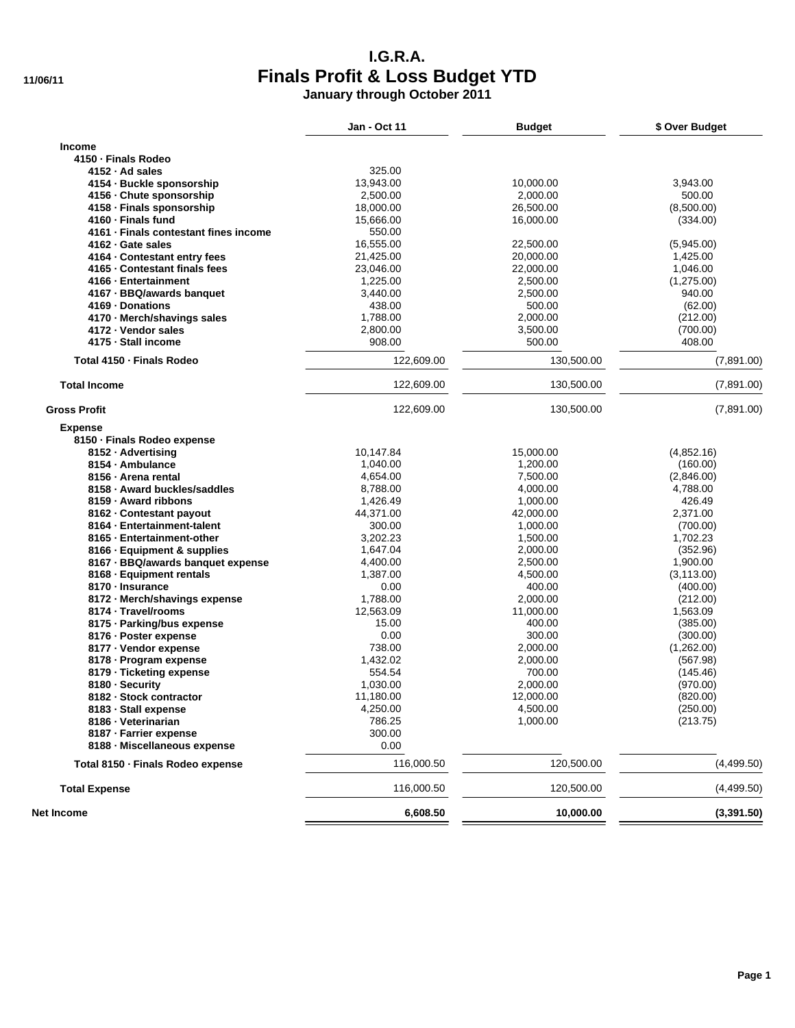# I.G.R.A.
## Finals Profit & Loss Budget YTD
### January through October 2011

11/06/11

| | Jan - Oct 11 | Budget | $ Over Budget |
|---|---|---|---|
| **Income** | | | |
| **4150 · Finals Rodeo** | | | |
| **4152 · Ad sales** | 325.00 | | |
| **4154 · Buckle sponsorship** | 13,943.00 | 10,000.00 | 3,943.00 |
| **4156 · Chute sponsorship** | 2,500.00 | 2,000.00 | 500.00 |
| **4158 · Finals sponsorship** | 18,000.00 | 26,500.00 | (8,500.00) |
| **4160 · Finals fund** | 15,666.00 | 16,000.00 | (334.00) |
| **4161 · Finals contestant fines income** | 550.00 | | |
| **4162 · Gate sales** | 16,555.00 | 22,500.00 | (5,945.00) |
| **4164 · Contestant entry fees** | 21,425.00 | 20,000.00 | 1,425.00 |
| **4165 · Contestant finals fees** | 23,046.00 | 22,000.00 | 1,046.00 |
| **4166 · Entertainment** | 1,225.00 | 2,500.00 | (1,275.00) |
| **4167 · BBQ/awards banquet** | 3,440.00 | 2,500.00 | 940.00 |
| **4169 · Donations** | 438.00 | 500.00 | (62.00) |
| **4170 · Merch/shavings sales** | 1,788.00 | 2,000.00 | (212.00) |
| **4172 · Vendor sales** | 2,800.00 | 3,500.00 | (700.00) |
| **4175 · Stall income** | 908.00 | 500.00 | 408.00 |
| **Total 4150 · Finals Rodeo** | 122,609.00 | 130,500.00 | (7,891.00) |
| **Total Income** | 122,609.00 | 130,500.00 | (7,891.00) |
| **Gross Profit** | 122,609.00 | 130,500.00 | (7,891.00) |
| **Expense** | | | |
| **8150 · Finals Rodeo expense** | | | |
| **8152 · Advertising** | 10,147.84 | 15,000.00 | (4,852.16) |
| **8154 · Ambulance** | 1,040.00 | 1,200.00 | (160.00) |
| **8156 · Arena rental** | 4,654.00 | 7,500.00 | (2,846.00) |
| **8158 · Award buckles/saddles** | 8,788.00 | 4,000.00 | 4,788.00 |
| **8159 · Award ribbons** | 1,426.49 | 1,000.00 | 426.49 |
| **8162 · Contestant payout** | 44,371.00 | 42,000.00 | 2,371.00 |
| **8164 · Entertainment-talent** | 300.00 | 1,000.00 | (700.00) |
| **8165 · Entertainment-other** | 3,202.23 | 1,500.00 | 1,702.23 |
| **8166 · Equipment & supplies** | 1,647.04 | 2,000.00 | (352.96) |
| **8167 · BBQ/awards banquet expense** | 4,400.00 | 2,500.00 | 1,900.00 |
| **8168 · Equipment rentals** | 1,387.00 | 4,500.00 | (3,113.00) |
| **8170 · Insurance** | 0.00 | 400.00 | (400.00) |
| **8172 · Merch/shavings expense** | 1,788.00 | 2,000.00 | (212.00) |
| **8174 · Travel/rooms** | 12,563.09 | 11,000.00 | 1,563.09 |
| **8175 · Parking/bus expense** | 15.00 | 400.00 | (385.00) |
| **8176 · Poster expense** | 0.00 | 300.00 | (300.00) |
| **8177 · Vendor expense** | 738.00 | 2,000.00 | (1,262.00) |
| **8178 · Program expense** | 1,432.02 | 2,000.00 | (567.98) |
| **8179 · Ticketing expense** | 554.54 | 700.00 | (145.46) |
| **8180 · Security** | 1,030.00 | 2,000.00 | (970.00) |
| **8182 · Stock contractor** | 11,180.00 | 12,000.00 | (820.00) |
| **8183 · Stall expense** | 4,250.00 | 4,500.00 | (250.00) |
| **8186 · Veterinarian** | 786.25 | 1,000.00 | (213.75) |
| **8187 · Farrier expense** | 300.00 | | |
| **8188 · Miscellaneous expense** | 0.00 | | |
| **Total 8150 · Finals Rodeo expense** | 116,000.50 | 120,500.00 | (4,499.50) |
| **Total Expense** | 116,000.50 | 120,500.00 | (4,499.50) |
| **Net Income** | **6,608.50** | **10,000.00** | **(3,391.50)** |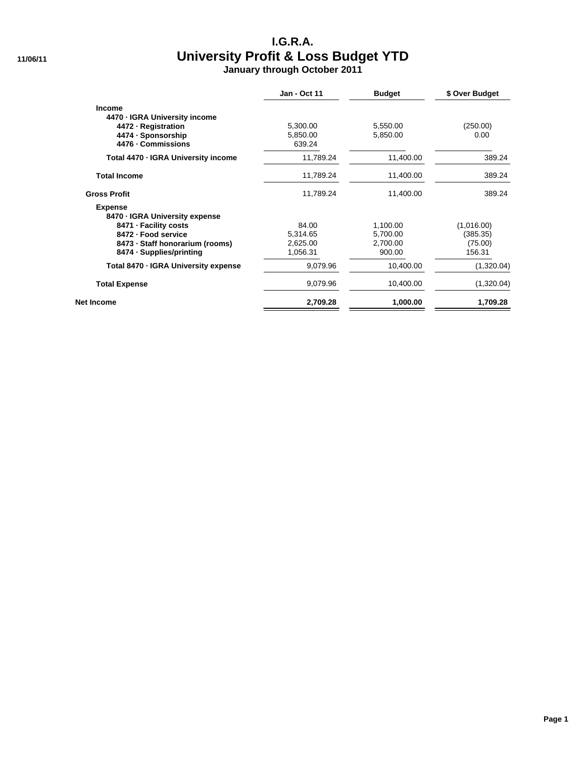# I.G.R.A.
## University Profit & Loss Budget YTD
### January through October 2011

11/06/11

| | Jan - Oct 11 | Budget | $ Over Budget |
|---|---|---|---|
| **Income** | | | |
| **4470 · IGRA University income** | | | |
| **4472 · Registration** | 5,300.00 | 5,550.00 | (250.00) |
| **4474 · Sponsorship** | 5,850.00 | 5,850.00 | 0.00 |
| **4476 · Commissions** | 639.24 | | |
| **Total 4470 · IGRA University income** | 11,789.24 | 11,400.00 | 389.24 |
| **Total Income** | 11,789.24 | 11,400.00 | 389.24 |
| **Gross Profit** | 11,789.24 | 11,400.00 | 389.24 |
| **Expense** | | | |
| **8470 · IGRA University expense** | | | |
| **8471 · Facility costs** | 84.00 | 1,100.00 | (1,016.00) |
| **8472 · Food service** | 5,314.65 | 5,700.00 | (385.35) |
| **8473 · Staff honorarium (rooms)** | 2,625.00 | 2,700.00 | (75.00) |
| **8474 · Supplies/printing** | 1,056.31 | 900.00 | 156.31 |
| **Total 8470 · IGRA University expense** | 9,079.96 | 10,400.00 | (1,320.04) |
| **Total Expense** | 9,079.96 | 10,400.00 | (1,320.04) |
| **Net Income** | **2,709.28** | **1,000.00** | **1,709.28** |